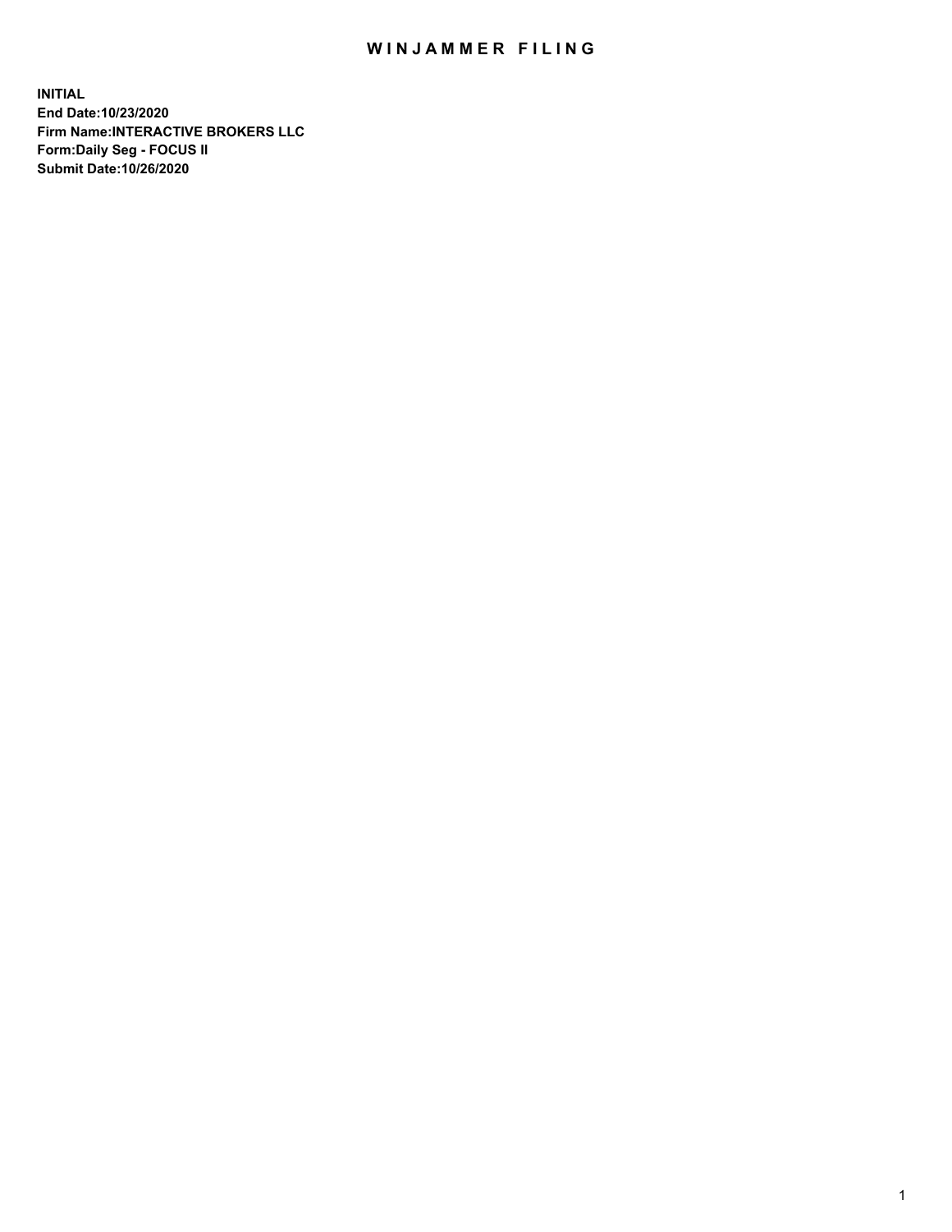# WINJAMMER FILING

**INITIAL**
**End Date:10/23/2020**
**Firm Name:INTERACTIVE BROKERS LLC**
**Form:Daily Seg - FOCUS II**
**Submit Date:10/26/2020**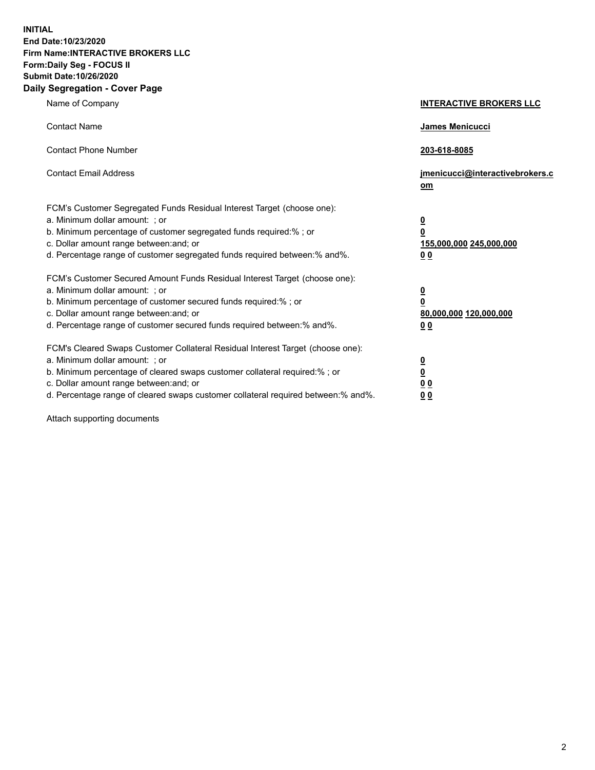**INITIAL**
**End Date:10/23/2020**
**Firm Name:INTERACTIVE BROKERS LLC**
**Form:Daily Seg - FOCUS II**
**Submit Date:10/26/2020**

## Daily Segregation - Cover Page

| | |
|---|---|
| Name of Company | **INTERACTIVE BROKERS LLC** |
| Contact Name | **James Menicucci** |
| Contact Phone Number | **203-618-8085** |
| Contact Email Address | **jmenicucci@interactivebrokers.com** |
| FCM's Customer Segregated Funds Residual Interest Target (choose one): | |
| a. Minimum dollar amount: ; or | **0** |
| b. Minimum percentage of customer segregated funds required:% ; or | **0** |
| c. Dollar amount range between:and; or | **155,000,000 245,000,000** |
| d. Percentage range of customer segregated funds required between:% and%. | **0 0** |
| FCM's Customer Secured Amount Funds Residual Interest Target (choose one): | |
| a. Minimum dollar amount: ; or | **0** |
| b. Minimum percentage of customer secured funds required:% ; or | **0** |
| c. Dollar amount range between:and; or | **80,000,000 120,000,000** |
| d. Percentage range of customer secured funds required between:% and%. | **0 0** |
| FCM's Cleared Swaps Customer Collateral Residual Interest Target (choose one): | |
| a. Minimum dollar amount: ; or | **0** |
| b. Minimum percentage of cleared swaps customer collateral required:% ; or | **0** |
| c. Dollar amount range between:and; or | **0 0** |
| d. Percentage range of cleared swaps customer collateral required between:% and%. | **0 0** |

Attach supporting documents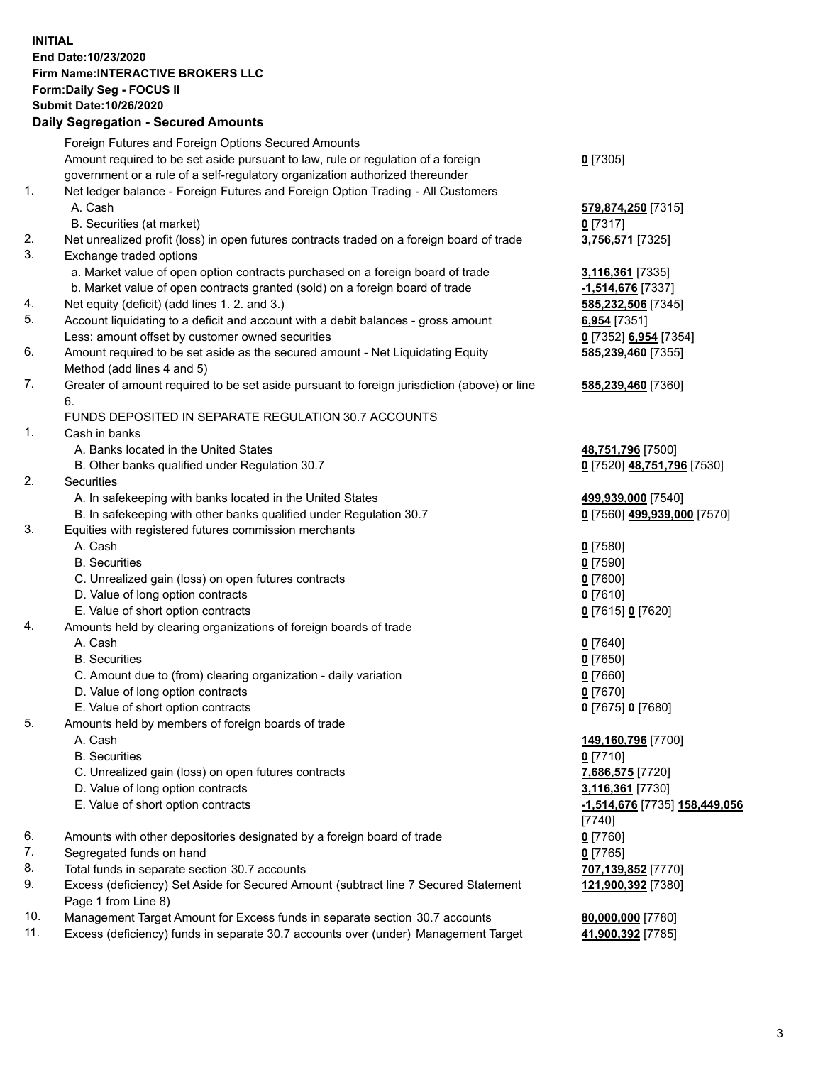**INITIAL**
**End Date:10/23/2020**
**Firm Name:INTERACTIVE BROKERS LLC**
**Form:Daily Seg - FOCUS II**
**Submit Date:10/26/2020**

## Daily Segregation - Secured Amounts

| | | |
|---|---|---|
| | Foreign Futures and Foreign Options Secured Amounts | |
| | Amount required to be set aside pursuant to law, rule or regulation of a foreign government or a rule of a self-regulatory organization authorized thereunder | **0** [7305] |
| 1. | Net ledger balance - Foreign Futures and Foreign Option Trading - All Customers | |
| | A. Cash | **579,874,250** [7315] |
| | B. Securities (at market) | **0** [7317] |
| 2. | Net unrealized profit (loss) in open futures contracts traded on a foreign board of trade | **3,756,571** [7325] |
| 3. | Exchange traded options | |
| | a. Market value of open option contracts purchased on a foreign board of trade | **3,116,361** [7335] |
| | b. Market value of open contracts granted (sold) on a foreign board of trade | **-1,514,676** [7337] |
| 4. | Net equity (deficit) (add lines 1. 2. and 3.) | **585,232,506** [7345] |
| 5. | Account liquidating to a deficit and account with a debit balances - gross amount | **6,954** [7351] |
| | Less: amount offset by customer owned securities | **0** [7352] **6,954** [7354] |
| 6. | Amount required to be set aside as the secured amount - Net Liquidating Equity Method (add lines 4 and 5) | **585,239,460** [7355] |
| 7. | Greater of amount required to be set aside pursuant to foreign jurisdiction (above) or line 6. | **585,239,460** [7360] |
| | FUNDS DEPOSITED IN SEPARATE REGULATION 30.7 ACCOUNTS | |
| 1. | Cash in banks | |
| | A. Banks located in the United States | **48,751,796** [7500] |
| | B. Other banks qualified under Regulation 30.7 | **0** [7520] **48,751,796** [7530] |
| 2. | Securities | |
| | A. In safekeeping with banks located in the United States | **499,939,000** [7540] |
| | B. In safekeeping with other banks qualified under Regulation 30.7 | **0** [7560] **499,939,000** [7570] |
| 3. | Equities with registered futures commission merchants | |
| | A. Cash | **0** [7580] |
| | B. Securities | **0** [7590] |
| | C. Unrealized gain (loss) on open futures contracts | **0** [7600] |
| | D. Value of long option contracts | **0** [7610] |
| | E. Value of short option contracts | **0** [7615] **0** [7620] |
| 4. | Amounts held by clearing organizations of foreign boards of trade | |
| | A. Cash | **0** [7640] |
| | B. Securities | **0** [7650] |
| | C. Amount due to (from) clearing organization - daily variation | **0** [7660] |
| | D. Value of long option contracts | **0** [7670] |
| | E. Value of short option contracts | **0** [7675] **0** [7680] |
| 5. | Amounts held by members of foreign boards of trade | |
| | A. Cash | **149,160,796** [7700] |
| | B. Securities | **0** [7710] |
| | C. Unrealized gain (loss) on open futures contracts | **7,686,575** [7720] |
| | D. Value of long option contracts | **3,116,361** [7730] |
| | E. Value of short option contracts | **-1,514,676** [7735] **158,449,056** [7740] |
| 6. | Amounts with other depositories designated by a foreign board of trade | **0** [7760] |
| 7. | Segregated funds on hand | **0** [7765] |
| 8. | Total funds in separate section 30.7 accounts | **707,139,852** [7770] |
| 9. | Excess (deficiency) Set Aside for Secured Amount (subtract line 7 Secured Statement Page 1 from Line 8) | **121,900,392** [7380] |
| 10. | Management Target Amount for Excess funds in separate section 30.7 accounts | **80,000,000** [7780] |
| 11. | Excess (deficiency) funds in separate 30.7 accounts over (under) Management Target | **41,900,392** [7785] |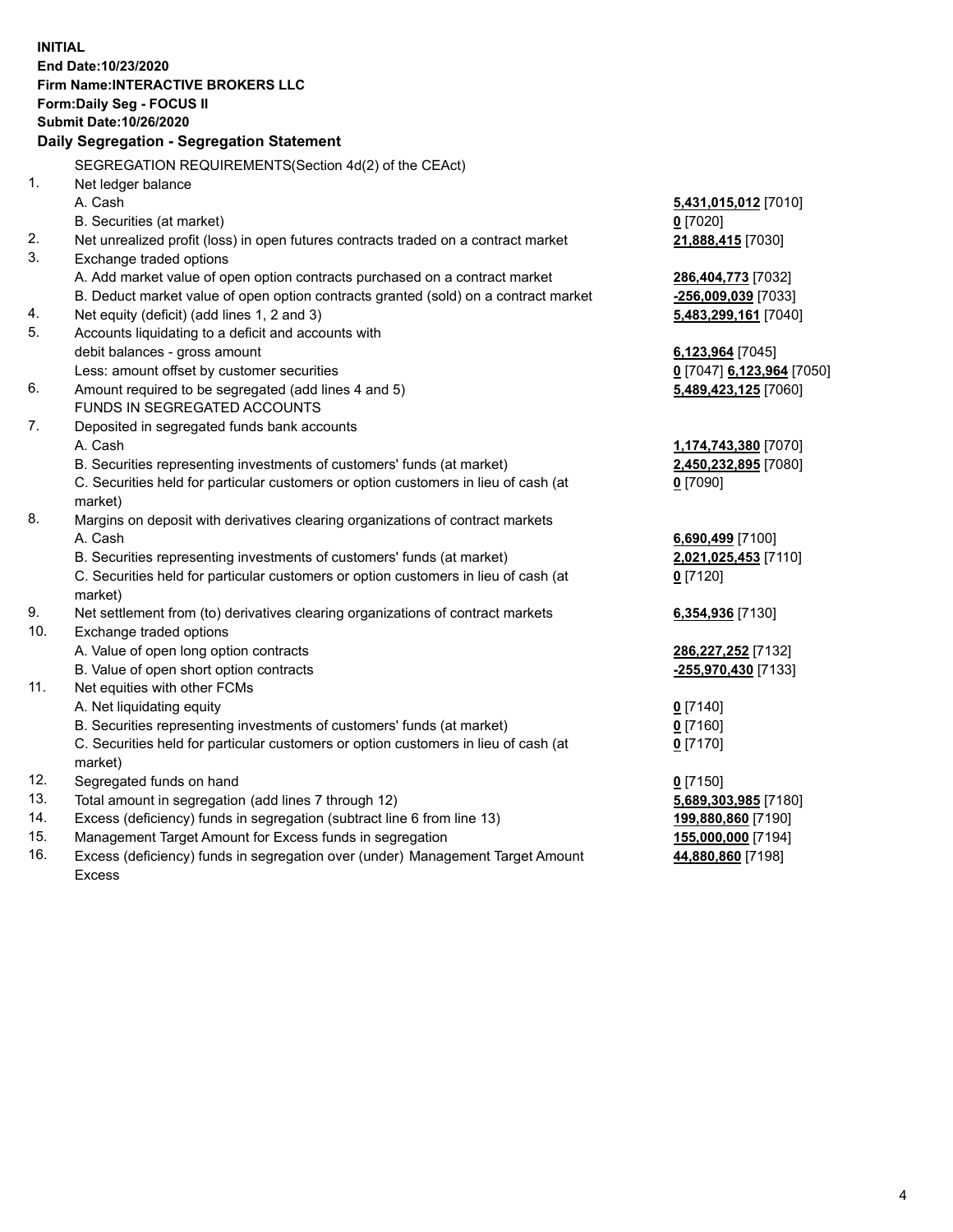**INITIAL**
**End Date:10/23/2020**
**Firm Name:INTERACTIVE BROKERS LLC**
**Form:Daily Seg - FOCUS II**
**Submit Date:10/26/2020**

### Daily Segregation - Segregation Statement

SEGREGATION REQUIREMENTS(Section 4d(2) of the CEAct)

| | | |
|---|---|---|
| 1. | Net ledger balance | |
| | A. Cash | **5,431,015,012** [7010] |
| | B. Securities (at market) | **0** [7020] |
| 2. | Net unrealized profit (loss) in open futures contracts traded on a contract market | **21,888,415** [7030] |
| 3. | Exchange traded options | |
| | A. Add market value of open option contracts purchased on a contract market | **286,404,773** [7032] |
| | B. Deduct market value of open option contracts granted (sold) on a contract market | **-256,009,039** [7033] |
| 4. | Net equity (deficit) (add lines 1, 2 and 3) | **5,483,299,161** [7040] |
| 5. | Accounts liquidating to a deficit and accounts with debit balances - gross amount | **6,123,964** [7045] |
| | Less: amount offset by customer securities | **0** [7047] **6,123,964** [7050] |
| 6. | Amount required to be segregated (add lines 4 and 5) | **5,489,423,125** [7060] |
| | FUNDS IN SEGREGATED ACCOUNTS | |
| 7. | Deposited in segregated funds bank accounts | |
| | A. Cash | **1,174,743,380** [7070] |
| | B. Securities representing investments of customers' funds (at market) | **2,450,232,895** [7080] |
| | C. Securities held for particular customers or option customers in lieu of cash (at market) | **0** [7090] |
| 8. | Margins on deposit with derivatives clearing organizations of contract markets | |
| | A. Cash | **6,690,499** [7100] |
| | B. Securities representing investments of customers' funds (at market) | **2,021,025,453** [7110] |
| | C. Securities held for particular customers or option customers in lieu of cash (at market) | **0** [7120] |
| 9. | Net settlement from (to) derivatives clearing organizations of contract markets | **6,354,936** [7130] |
| 10. | Exchange traded options | |
| | A. Value of open long option contracts | **286,227,252** [7132] |
| | B. Value of open short option contracts | **-255,970,430** [7133] |
| 11. | Net equities with other FCMs | |
| | A. Net liquidating equity | **0** [7140] |
| | B. Securities representing investments of customers' funds (at market) | **0** [7160] |
| | C. Securities held for particular customers or option customers in lieu of cash (at market) | **0** [7170] |
| 12. | Segregated funds on hand | **0** [7150] |
| 13. | Total amount in segregation (add lines 7 through 12) | **5,689,303,985** [7180] |
| 14. | Excess (deficiency) funds in segregation (subtract line 6 from line 13) | **199,880,860** [7190] |
| 15. | Management Target Amount for Excess funds in segregation | **155,000,000** [7194] |
| 16. | Excess (deficiency) funds in segregation over (under) Management Target Amount Excess | **44,880,860** [7198] |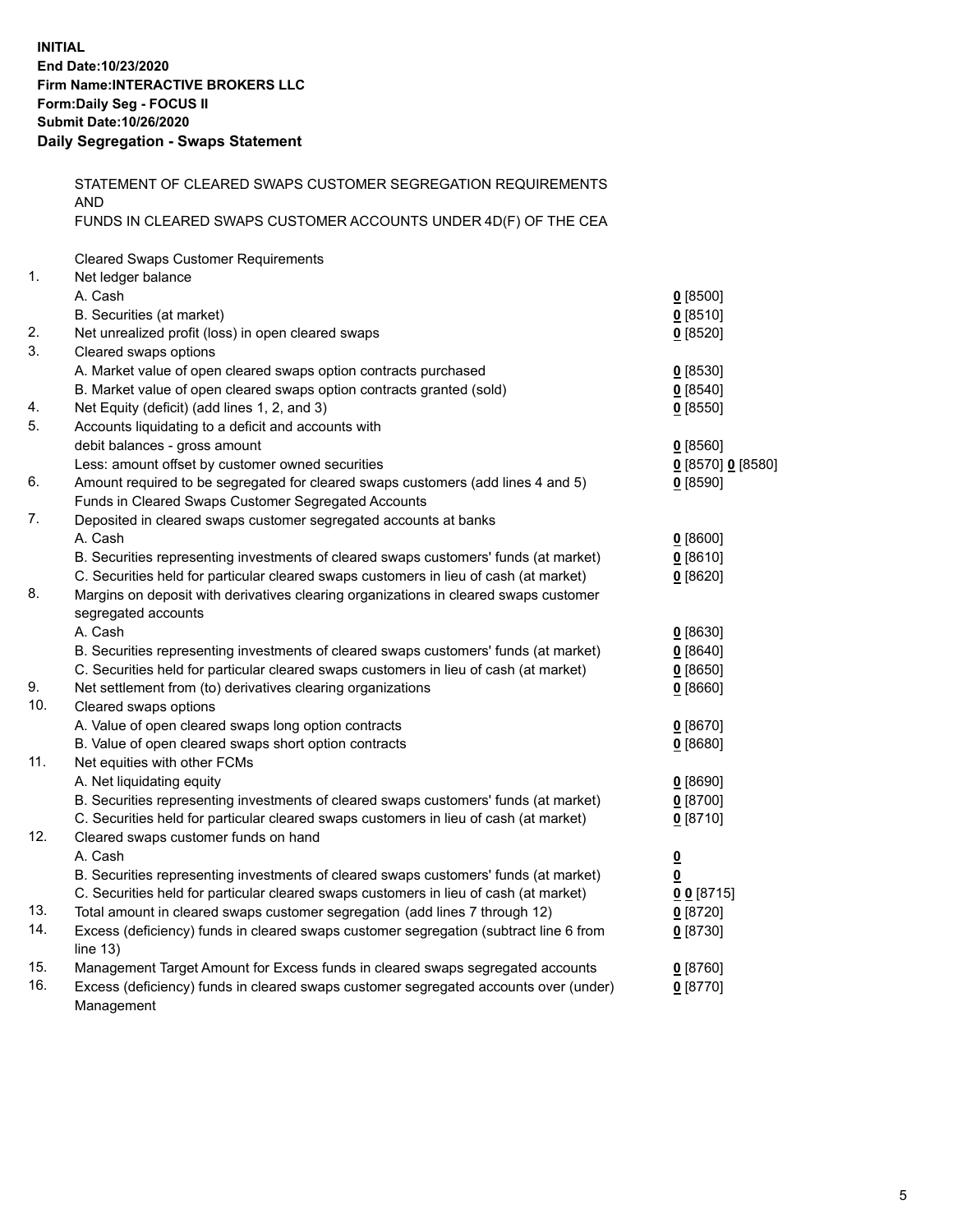**INITIAL**
**End Date:10/23/2020**
**Firm Name:INTERACTIVE BROKERS LLC**
**Form:Daily Seg - FOCUS II**
**Submit Date:10/26/2020**
**Daily Segregation - Swaps Statement**

STATEMENT OF CLEARED SWAPS CUSTOMER SEGREGATION REQUIREMENTS AND FUNDS IN CLEARED SWAPS CUSTOMER ACCOUNTS UNDER 4D(F) OF THE CEA

| | | |
|---|---|---|
| | Cleared Swaps Customer Requirements | |
| 1. | Net ledger balance | |
| | A. Cash | 0 [8500] |
| | B. Securities (at market) | 0 [8510] |
| 2. | Net unrealized profit (loss) in open cleared swaps | 0 [8520] |
| 3. | Cleared swaps options | |
| | A. Market value of open cleared swaps option contracts purchased | 0 [8530] |
| | B. Market value of open cleared swaps option contracts granted (sold) | 0 [8540] |
| 4. | Net Equity (deficit) (add lines 1, 2, and 3) | 0 [8550] |
| 5. | Accounts liquidating to a deficit and accounts with | |
| | debit balances - gross amount | 0 [8560] |
| | Less: amount offset by customer owned securities | 0 [8570] 0 [8580] |
| 6. | Amount required to be segregated for cleared swaps customers (add lines 4 and 5) | 0 [8590] |
| | Funds in Cleared Swaps Customer Segregated Accounts | |
| 7. | Deposited in cleared swaps customer segregated accounts at banks | |
| | A. Cash | 0 [8600] |
| | B. Securities representing investments of cleared swaps customers' funds (at market) | 0 [8610] |
| | C. Securities held for particular cleared swaps customers in lieu of cash (at market) | 0 [8620] |
| 8. | Margins on deposit with derivatives clearing organizations in cleared swaps customer segregated accounts | |
| | A. Cash | 0 [8630] |
| | B. Securities representing investments of cleared swaps customers' funds (at market) | 0 [8640] |
| | C. Securities held for particular cleared swaps customers in lieu of cash (at market) | 0 [8650] |
| 9. | Net settlement from (to) derivatives clearing organizations | 0 [8660] |
| 10. | Cleared swaps options | |
| | A. Value of open cleared swaps long option contracts | 0 [8670] |
| | B. Value of open cleared swaps short option contracts | 0 [8680] |
| 11. | Net equities with other FCMs | |
| | A. Net liquidating equity | 0 [8690] |
| | B. Securities representing investments of cleared swaps customers' funds (at market) | 0 [8700] |
| | C. Securities held for particular cleared swaps customers in lieu of cash (at market) | 0 [8710] |
| 12. | Cleared swaps customer funds on hand | |
| | A. Cash | 0 |
| | B. Securities representing investments of cleared swaps customers' funds (at market) | 0 |
| | C. Securities held for particular cleared swaps customers in lieu of cash (at market) | 0 0 [8715] |
| 13. | Total amount in cleared swaps customer segregation (add lines 7 through 12) | 0 [8720] |
| 14. | Excess (deficiency) funds in cleared swaps customer segregation (subtract line 6 from line 13) | 0 [8730] |
| 15. | Management Target Amount for Excess funds in cleared swaps segregated accounts | 0 [8760] |
| 16. | Excess (deficiency) funds in cleared swaps customer segregated accounts over (under) Management | 0 [8770] |